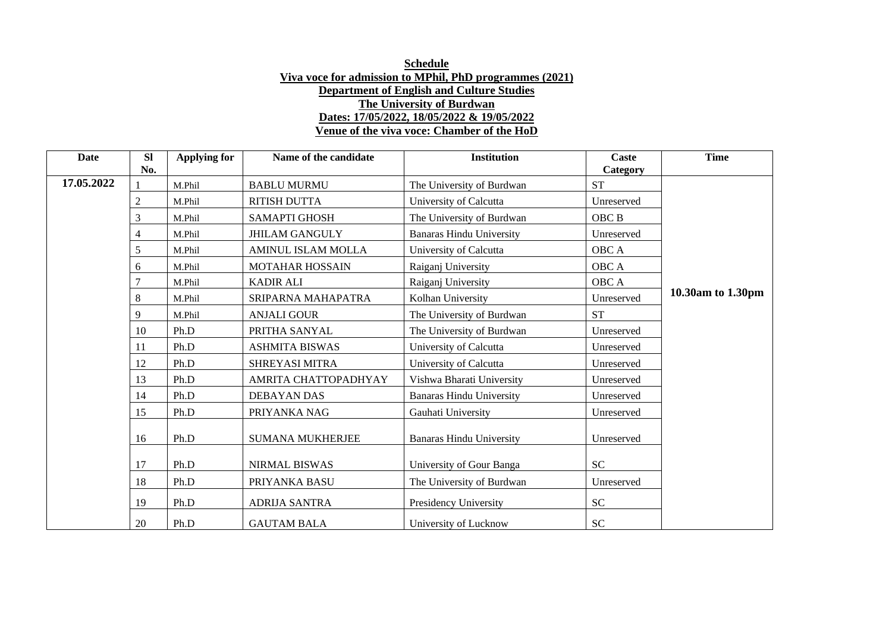**Schedule**

**Viva voce for admission to MPhil, PhD programmes (2021)**

**Department of English and Culture Studies**

**The University of Burdwan**

**Dates: 17/05/2022, 18/05/2022 & 19/05/2022**

**Venue of the viva voce: Chamber of the HoD**

| Date | Sl No. | Applying for | Name of the candidate | Institution | Caste Category | Time |
|---|---|---|---|---|---|---|
| **17.05.2022** | 1 | M.Phil | BABLU MURMU | The University of Burdwan | ST | **10.30am to 1.30pm** |
| | 2 | M.Phil | RITISH DUTTA | University of Calcutta | Unreserved | |
| | 3 | M.Phil | SAMAPTI GHOSH | The University of Burdwan | OBC B | |
| | 4 | M.Phil | JHILAM GANGULY | Banaras Hindu University | Unreserved | |
| | 5 | M.Phil | AMINUL ISLAM MOLLA | University of Calcutta | OBC A | |
| | 6 | M.Phil | MOTAHAR HOSSAIN | Raiganj University | OBC A | |
| | 7 | M.Phil | KADIR ALI | Raiganj University | OBC A | |
| | 8 | M.Phil | SRIPARNA MAHAPATRA | Kolhan University | Unreserved | |
| | 9 | M.Phil | ANJALI GOUR | The University of Burdwan | ST | |
| | 10 | Ph.D | PRITHA SANYAL | The University of Burdwan | Unreserved | |
| | 11 | Ph.D | ASHMITA BISWAS | University of Calcutta | Unreserved | |
| | 12 | Ph.D | SHREYASI MITRA | University of Calcutta | Unreserved | |
| | 13 | Ph.D | AMRITA CHATTOPADHYAY | Vishwa Bharati University | Unreserved | |
| | 14 | Ph.D | DEBAYAN DAS | Banaras Hindu University | Unreserved | |
| | 15 | Ph.D | PRIYANKA NAG | Gauhati University | Unreserved | |
| | 16 | Ph.D | SUMANA MUKHERJEE | Banaras Hindu University | Unreserved | |
| | 17 | Ph.D | NIRMAL BISWAS | University of Gour Banga | SC | |
| | 18 | Ph.D | PRIYANKA BASU | The University of Burdwan | Unreserved | |
| | 19 | Ph.D | ADRIJA SANTRA | Presidency University | SC | |
| | 20 | Ph.D | GAUTAM BALA | University of Lucknow | SC | |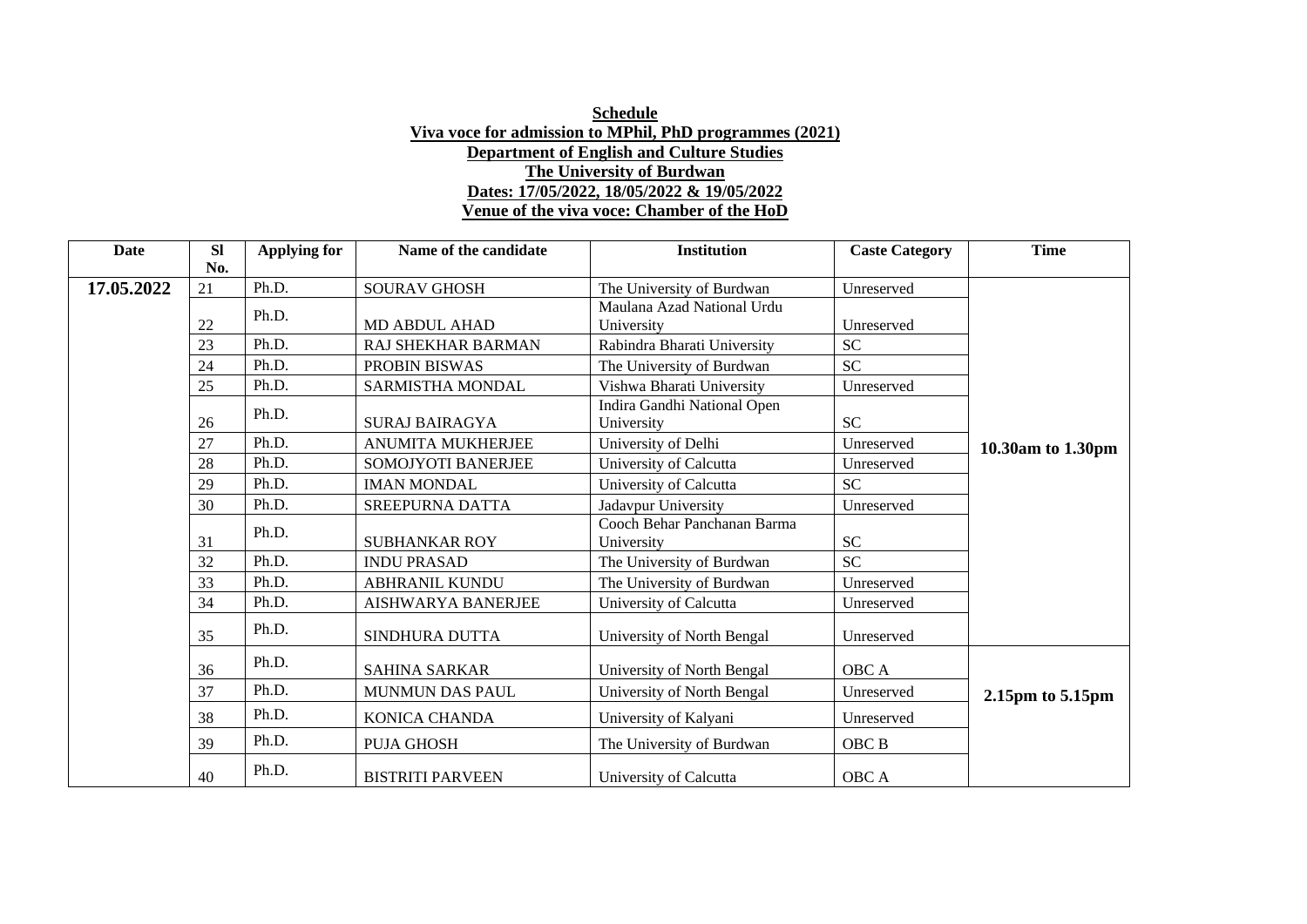**Schedule**

**Viva voce for admission to MPhil, PhD programmes (2021)**

**Department of English and Culture Studies**

**The University of Burdwan**

**Dates: 17/05/2022, 18/05/2022 & 19/05/2022**

**Venue of the viva voce: Chamber of the HoD**

| Date | Sl No. | Applying for | Name of the candidate | Institution | Caste Category | Time |
|---|---|---|---|---|---|---|
| **17.05.2022** | 21 | Ph.D. | SOURAV GHOSH | The University of Burdwan | Unreserved | **10.30am to 1.30pm** |
| | 22 | Ph.D. | MD ABDUL AHAD | Maulana Azad National Urdu University | Unreserved | |
| | 23 | Ph.D. | RAJ SHEKHAR BARMAN | Rabindra Bharati University | SC | |
| | 24 | Ph.D. | PROBIN BISWAS | The University of Burdwan | SC | |
| | 25 | Ph.D. | SARMISTHA MONDAL | Vishwa Bharati University | Unreserved | |
| | 26 | Ph.D. | SURAJ BAIRAGYA | Indira Gandhi National Open University | SC | |
| | 27 | Ph.D. | ANUMITA MUKHERJEE | University of Delhi | Unreserved | |
| | 28 | Ph.D. | SOMOJYOTI BANERJEE | University of Calcutta | Unreserved | |
| | 29 | Ph.D. | IMAN MONDAL | University of Calcutta | SC | |
| | 30 | Ph.D. | SREEPURNA DATTA | Jadavpur University | Unreserved | |
| | 31 | Ph.D. | SUBHANKAR ROY | Cooch Behar Panchanan Barma University | SC | |
| | 32 | Ph.D. | INDU PRASAD | The University of Burdwan | SC | |
| | 33 | Ph.D. | ABHRANIL KUNDU | The University of Burdwan | Unreserved | |
| | 34 | Ph.D. | AISHWARYA BANERJEE | University of Calcutta | Unreserved | |
| | 35 | Ph.D. | SINDHURA DUTTA | University of North Bengal | Unreserved | |
| | 36 | Ph.D. | SAHINA SARKAR | University of North Bengal | OBC A | **2.15pm to 5.15pm** |
| | 37 | Ph.D. | MUNMUN DAS PAUL | University of North Bengal | Unreserved | |
| | 38 | Ph.D. | KONICA CHANDA | University of Kalyani | Unreserved | |
| | 39 | Ph.D. | PUJA GHOSH | The University of Burdwan | OBC B | |
| | 40 | Ph.D. | BISTRITI PARVEEN | University of Calcutta | OBC A | |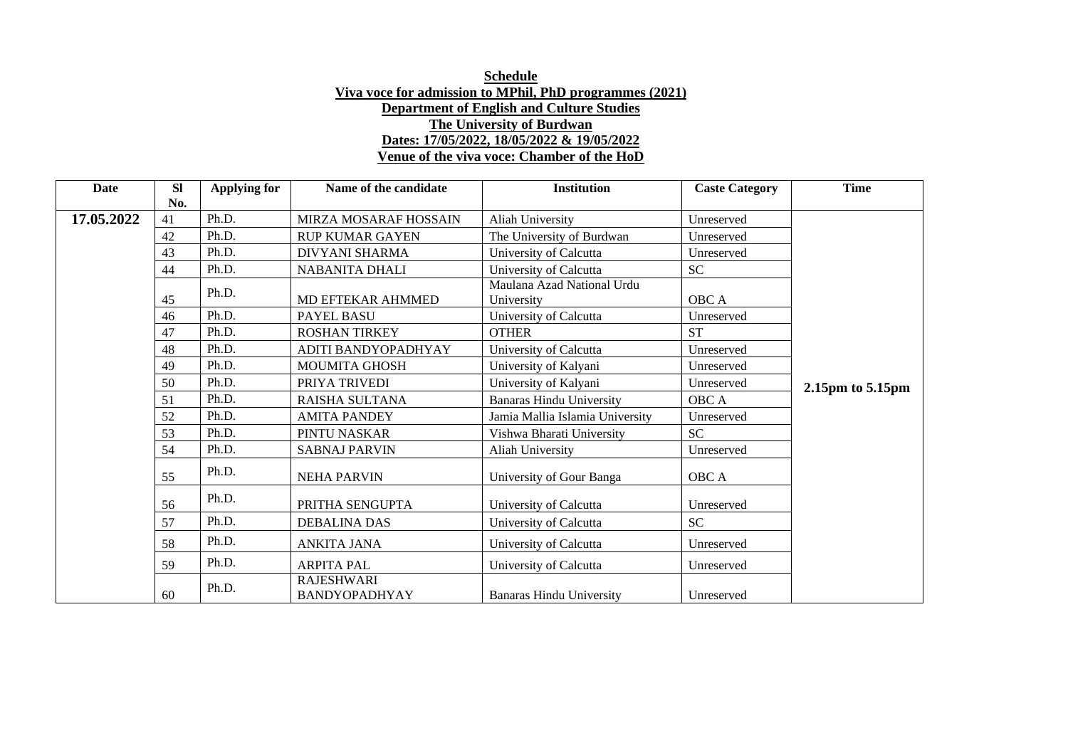**Schedule**
**Viva voce for admission to MPhil, PhD programmes (2021)**
**Department of English and Culture Studies**
**The University of Burdwan**
**Dates: 17/05/2022, 18/05/2022 & 19/05/2022**
**Venue of the viva voce: Chamber of the HoD**

| Date | Sl No. | Applying for | Name of the candidate | Institution | Caste Category | Time |
|---|---|---|---|---|---|---|
| **17.05.2022** | 41 | Ph.D. | MIRZA MOSARAF HOSSAIN | Aliah University | Unreserved | **2.15pm to 5.15pm** |
| | 42 | Ph.D. | RUP KUMAR GAYEN | The University of Burdwan | Unreserved | |
| | 43 | Ph.D. | DIVYANI SHARMA | University of Calcutta | Unreserved | |
| | 44 | Ph.D. | NABANITA DHALI | University of Calcutta | SC | |
| | 45 | Ph.D. | MD EFTEKAR AHMMED | Maulana Azad National Urdu University | OBC A | |
| | 46 | Ph.D. | PAYEL BASU | University of Calcutta | Unreserved | |
| | 47 | Ph.D. | ROSHAN TIRKEY | OTHER | ST | |
| | 48 | Ph.D. | ADITI BANDYOPADHYAY | University of Calcutta | Unreserved | |
| | 49 | Ph.D. | MOUMITA GHOSH | University of Kalyani | Unreserved | |
| | 50 | Ph.D. | PRIYA TRIVEDI | University of Kalyani | Unreserved | |
| | 51 | Ph.D. | RAISHA SULTANA | Banaras Hindu University | OBC A | |
| | 52 | Ph.D. | AMITA PANDEY | Jamia Mallia Islamia University | Unreserved | |
| | 53 | Ph.D. | PINTU NASKAR | Vishwa Bharati University | SC | |
| | 54 | Ph.D. | SABNAJ PARVIN | Aliah University | Unreserved | |
| | 55 | Ph.D. | NEHA PARVIN | University of Gour Banga | OBC A | |
| | 56 | Ph.D. | PRITHA SENGUPTA | University of Calcutta | Unreserved | |
| | 57 | Ph.D. | DEBALINA DAS | University of Calcutta | SC | |
| | 58 | Ph.D. | ANKITA JANA | University of Calcutta | Unreserved | |
| | 59 | Ph.D. | ARPITA PAL | University of Calcutta | Unreserved | |
| | 60 | Ph.D. | RAJESHWARI BANDYOPADHYAY | Banaras Hindu University | Unreserved | |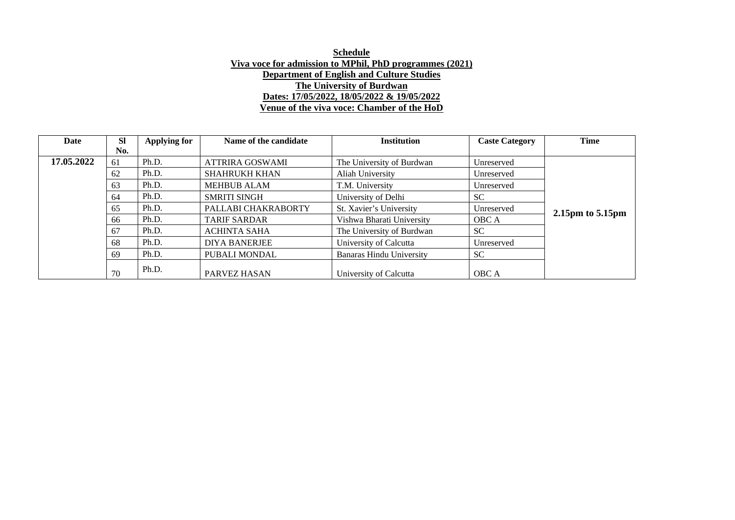**Schedule**

**Viva voce for admission to MPhil, PhD programmes (2021)**

**Department of English and Culture Studies**

**The University of Burdwan**

**Dates: 17/05/2022, 18/05/2022 & 19/05/2022**

**Venue of the viva voce: Chamber of the HoD**

| Date | Sl No. | Applying for | Name of the candidate | Institution | Caste Category | Time |
|---|---|---|---|---|---|---|
| **17.05.2022** | 61 | Ph.D. | ATTRIRA GOSWAMI | The University of Burdwan | Unreserved | **2.15pm to 5.15pm** |
| | 62 | Ph.D. | SHAHRUKH KHAN | Aliah University | Unreserved | |
| | 63 | Ph.D. | MEHBUB ALAM | T.M. University | Unreserved | |
| | 64 | Ph.D. | SMRITI SINGH | University of Delhi | SC | |
| | 65 | Ph.D. | PALLABI CHAKRABORTY | St. Xavier's University | Unreserved | |
| | 66 | Ph.D. | TARIF SARDAR | Vishwa Bharati University | OBC A | |
| | 67 | Ph.D. | ACHINTA SAHA | The University of Burdwan | SC | |
| | 68 | Ph.D. | DIYA BANERJEE | University of Calcutta | Unreserved | |
| | 69 | Ph.D. | PUBALI MONDAL | Banaras Hindu University | SC | |
| | 70 | Ph.D. | PARVEZ HASAN | University of Calcutta | OBC A | |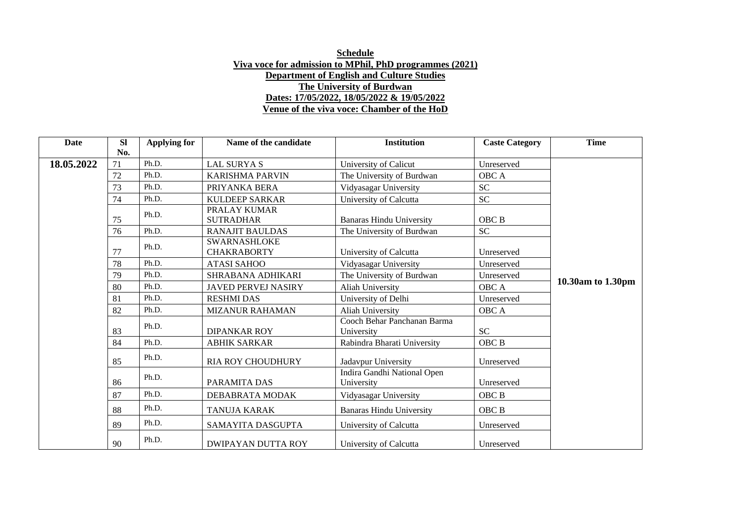**Schedule**

**Viva voce for admission to MPhil, PhD programmes (2021)**

**Department of English and Culture Studies**

**The University of Burdwan**

**Dates: 17/05/2022, 18/05/2022 & 19/05/2022**

**Venue of the viva voce: Chamber of the HoD**

| Date | Sl No. | Applying for | Name of the candidate | Institution | Caste Category | Time |
|---|---|---|---|---|---|---|
| **18.05.2022** | 71 | Ph.D. | LAL SURYA S | University of Calicut | Unreserved | **10.30am to 1.30pm** |
| | 72 | Ph.D. | KARISHMA PARVIN | The University of Burdwan | OBC A | |
| | 73 | Ph.D. | PRIYANKA BERA | Vidyasagar University | SC | |
| | 74 | Ph.D. | KULDEEP SARKAR | University of Calcutta | SC | |
| | 75 | Ph.D. | PRALAY KUMAR SUTRADHAR | Banaras Hindu University | OBC B | |
| | 76 | Ph.D. | RANAJIT BAULDAS | The University of Burdwan | SC | |
| | 77 | Ph.D. | SWARNASHLOKE CHAKRABORTY | University of Calcutta | Unreserved | |
| | 78 | Ph.D. | ATASI SAHOO | Vidyasagar University | Unreserved | |
| | 79 | Ph.D. | SHRABANA ADHIKARI | The University of Burdwan | Unreserved | |
| | 80 | Ph.D. | JAVED PERVEJ NASIRY | Aliah University | OBC A | |
| | 81 | Ph.D. | RESHMI DAS | University of Delhi | Unreserved | |
| | 82 | Ph.D. | MIZANUR RAHAMAN | Aliah University | OBC A | |
| | 83 | Ph.D. | DIPANKAR ROY | Cooch Behar Panchanan Barma University | SC | |
| | 84 | Ph.D. | ABHIK SARKAR | Rabindra Bharati University | OBC B | |
| | 85 | Ph.D. | RIA ROY CHOUDHURY | Jadavpur University | Unreserved | |
| | 86 | Ph.D. | PARAMITA DAS | Indira Gandhi National Open University | Unreserved | |
| | 87 | Ph.D. | DEBABRATA MODAK | Vidyasagar University | OBC B | |
| | 88 | Ph.D. | TANUJA KARAK | Banaras Hindu University | OBC B | |
| | 89 | Ph.D. | SAMAYITA DASGUPTA | University of Calcutta | Unreserved | |
| | 90 | Ph.D. | DWIPAYAN DUTTA ROY | University of Calcutta | Unreserved | |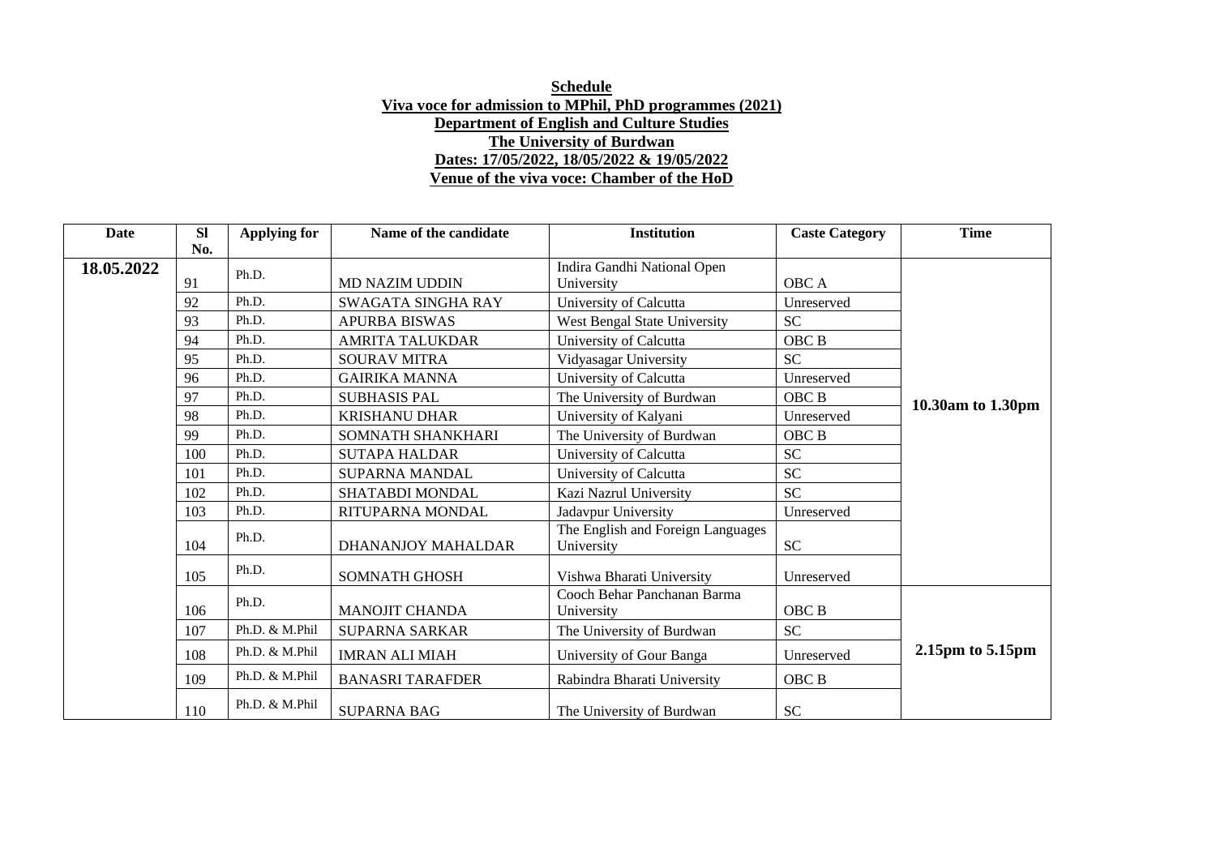**Schedule**
**Viva voce for admission to MPhil, PhD programmes (2021)**
**Department of English and Culture Studies**
**The University of Burdwan**
**Dates: 17/05/2022, 18/05/2022 & 19/05/2022**
**Venue of the viva voce: Chamber of the HoD**

| Date | Sl No. | Applying for | Name of the candidate | Institution | Caste Category | Time |
|---|---|---|---|---|---|---|
| **18.05.2022** | 91 | Ph.D. | MD NAZIM UDDIN | Indira Gandhi National Open University | OBC A | **10.30am to 1.30pm** |
| | 92 | Ph.D. | SWAGATA SINGHA RAY | University of Calcutta | Unreserved | |
| | 93 | Ph.D. | APURBA BISWAS | West Bengal State University | SC | |
| | 94 | Ph.D. | AMRITA TALUKDAR | University of Calcutta | OBC B | |
| | 95 | Ph.D. | SOURAV MITRA | Vidyasagar University | SC | |
| | 96 | Ph.D. | GAIRIKA MANNA | University of Calcutta | Unreserved | |
| | 97 | Ph.D. | SUBHASIS PAL | The University of Burdwan | OBC B | |
| | 98 | Ph.D. | KRISHANU DHAR | University of Kalyani | Unreserved | |
| | 99 | Ph.D. | SOMNATH SHANKHARI | The University of Burdwan | OBC B | |
| | 100 | Ph.D. | SUTAPA HALDAR | University of Calcutta | SC | |
| | 101 | Ph.D. | SUPARNA MANDAL | University of Calcutta | SC | |
| | 102 | Ph.D. | SHATABDI MONDAL | Kazi Nazrul University | SC | |
| | 103 | Ph.D. | RITUPARNA MONDAL | Jadavpur University | Unreserved | |
| | 104 | Ph.D. | DHANANJOY MAHALDAR | The English and Foreign Languages University | SC | |
| | 105 | Ph.D. | SOMNATH GHOSH | Vishwa Bharati University | Unreserved | |
| | 106 | Ph.D. | MANOJIT CHANDA | Cooch Behar Panchanan Barma University | OBC B | **2.15pm to 5.15pm** |
| | 107 | Ph.D. & M.Phil | SUPARNA SARKAR | The University of Burdwan | SC | |
| | 108 | Ph.D. & M.Phil | IMRAN ALI MIAH | University of Gour Banga | Unreserved | |
| | 109 | Ph.D. & M.Phil | BANASRI TARAFDER | Rabindra Bharati University | OBC B | |
| | 110 | Ph.D. & M.Phil | SUPARNA BAG | The University of Burdwan | SC | |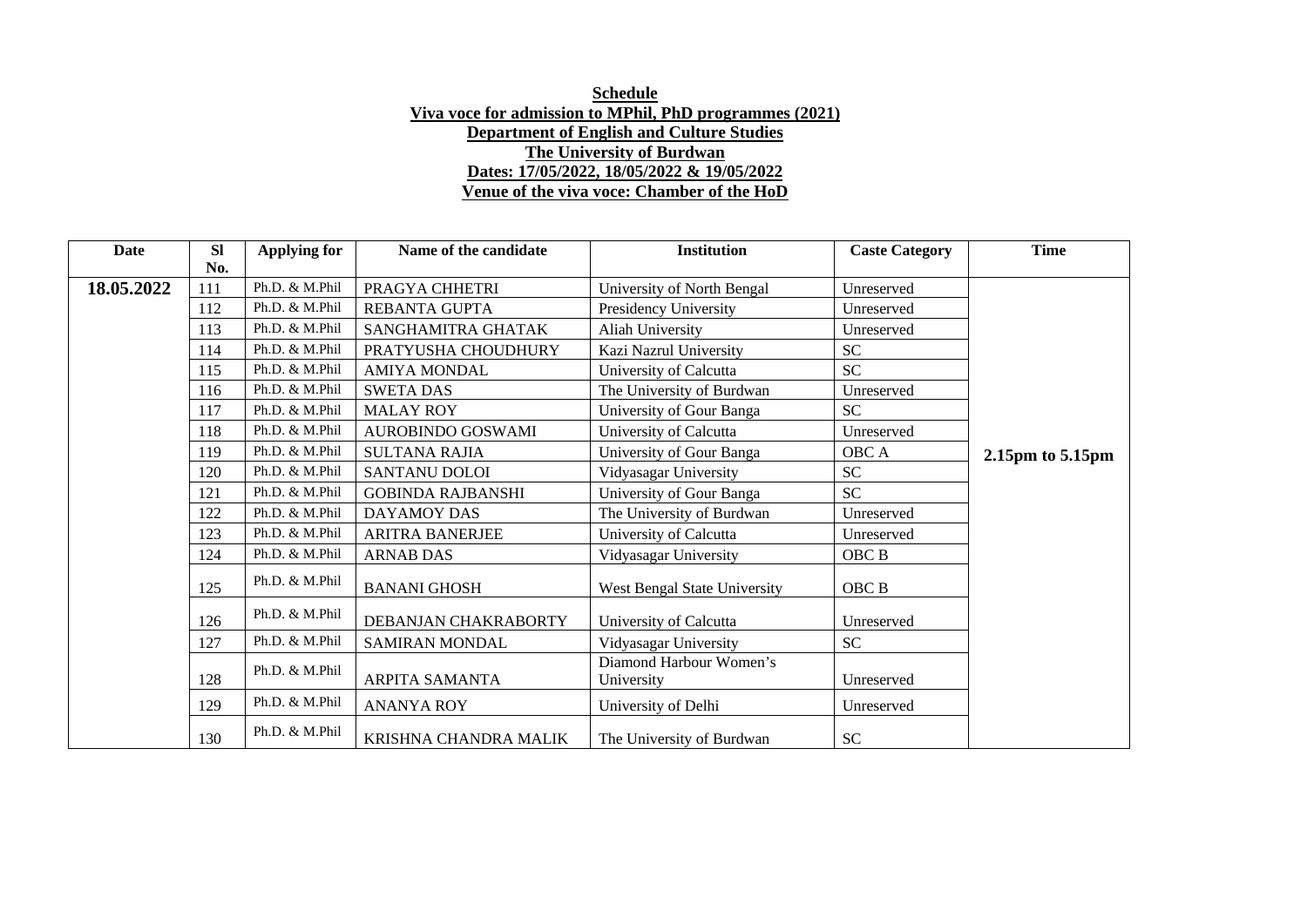**Schedule**

**Viva voce for admission to MPhil, PhD programmes (2021)**

**Department of English and Culture Studies**

**The University of Burdwan**

**Dates: 17/05/2022, 18/05/2022 & 19/05/2022**

**Venue of the viva voce: Chamber of the HoD**

| Date | Sl No. | Applying for | Name of the candidate | Institution | Caste Category | Time |
|---|---|---|---|---|---|---|
| **18.05.2022** | 111 | Ph.D. & M.Phil | PRAGYA CHHETRI | University of North Bengal | Unreserved | **2.15pm to 5.15pm** |
| | 112 | Ph.D. & M.Phil | REBANTA GUPTA | Presidency University | Unreserved | |
| | 113 | Ph.D. & M.Phil | SANGHAMITRA GHATAK | Aliah University | Unreserved | |
| | 114 | Ph.D. & M.Phil | PRATYUSHA CHOUDHURY | Kazi Nazrul University | SC | |
| | 115 | Ph.D. & M.Phil | AMIYA MONDAL | University of Calcutta | SC | |
| | 116 | Ph.D. & M.Phil | SWETA DAS | The University of Burdwan | Unreserved | |
| | 117 | Ph.D. & M.Phil | MALAY ROY | University of Gour Banga | SC | |
| | 118 | Ph.D. & M.Phil | AUROBINDO GOSWAMI | University of Calcutta | Unreserved | |
| | 119 | Ph.D. & M.Phil | SULTANA RAJIA | University of Gour Banga | OBC A | |
| | 120 | Ph.D. & M.Phil | SANTANU DOLOI | Vidyasagar University | SC | |
| | 121 | Ph.D. & M.Phil | GOBINDA RAJBANSHI | University of Gour Banga | SC | |
| | 122 | Ph.D. & M.Phil | DAYAMOY DAS | The University of Burdwan | Unreserved | |
| | 123 | Ph.D. & M.Phil | ARITRA BANERJEE | University of Calcutta | Unreserved | |
| | 124 | Ph.D. & M.Phil | ARNAB DAS | Vidyasagar University | OBC B | |
| | 125 | Ph.D. & M.Phil | BANANI GHOSH | West Bengal State University | OBC B | |
| | 126 | Ph.D. & M.Phil | DEBANJAN CHAKRABORTY | University of Calcutta | Unreserved | |
| | 127 | Ph.D. & M.Phil | SAMIRAN MONDAL | Vidyasagar University | SC | |
| | 128 | Ph.D. & M.Phil | ARPITA SAMANTA | Diamond Harbour Women's University | Unreserved | |
| | 129 | Ph.D. & M.Phil | ANANYA ROY | University of Delhi | Unreserved | |
| | 130 | Ph.D. & M.Phil | KRISHNA CHANDRA MALIK | The University of Burdwan | SC | |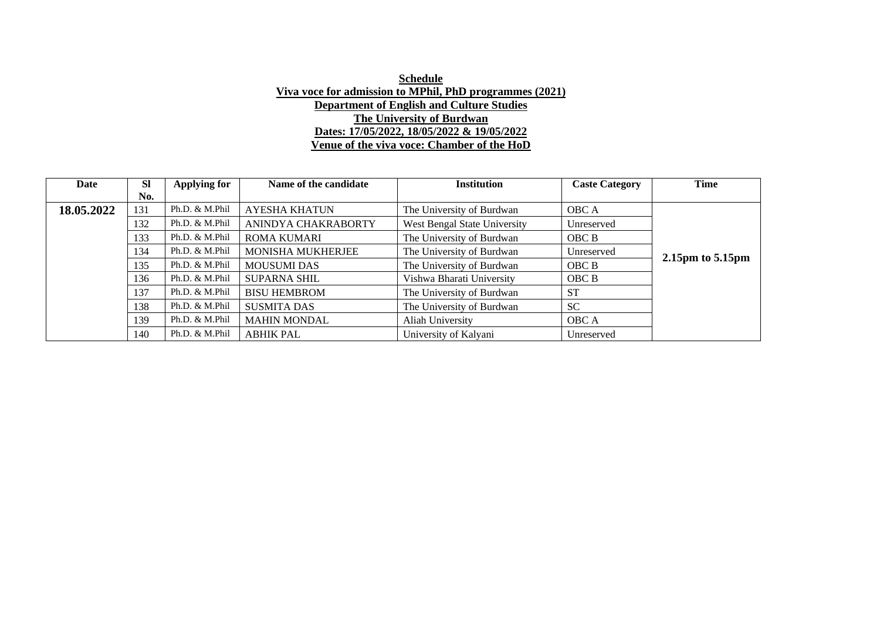**Schedule**

**Viva voce for admission to MPhil, PhD programmes (2021)**

**Department of English and Culture Studies**

**The University of Burdwan**

**Dates: 17/05/2022, 18/05/2022 & 19/05/2022**

**Venue of the viva voce: Chamber of the HoD**

| Date | Sl No. | Applying for | Name of the candidate | Institution | Caste Category | Time |
|---|---|---|---|---|---|---|
| **18.05.2022** | 131 | Ph.D. & M.Phil | AYESHA KHATUN | The University of Burdwan | OBC A | **2.15pm to 5.15pm** |
| | 132 | Ph.D. & M.Phil | ANINDYA CHAKRABORTY | West Bengal State University | Unreserved | |
| | 133 | Ph.D. & M.Phil | ROMA KUMARI | The University of Burdwan | OBC B | |
| | 134 | Ph.D. & M.Phil | MONISHA MUKHERJEE | The University of Burdwan | Unreserved | |
| | 135 | Ph.D. & M.Phil | MOUSUMI DAS | The University of Burdwan | OBC B | |
| | 136 | Ph.D. & M.Phil | SUPARNA SHIL | Vishwa Bharati University | OBC B | |
| | 137 | Ph.D. & M.Phil | BISU HEMBROM | The University of Burdwan | ST | |
| | 138 | Ph.D. & M.Phil | SUSMITA DAS | The University of Burdwan | SC | |
| | 139 | Ph.D. & M.Phil | MAHIN MONDAL | Aliah University | OBC A | |
| | 140 | Ph.D. & M.Phil | ABHIK PAL | University of Kalyani | Unreserved | |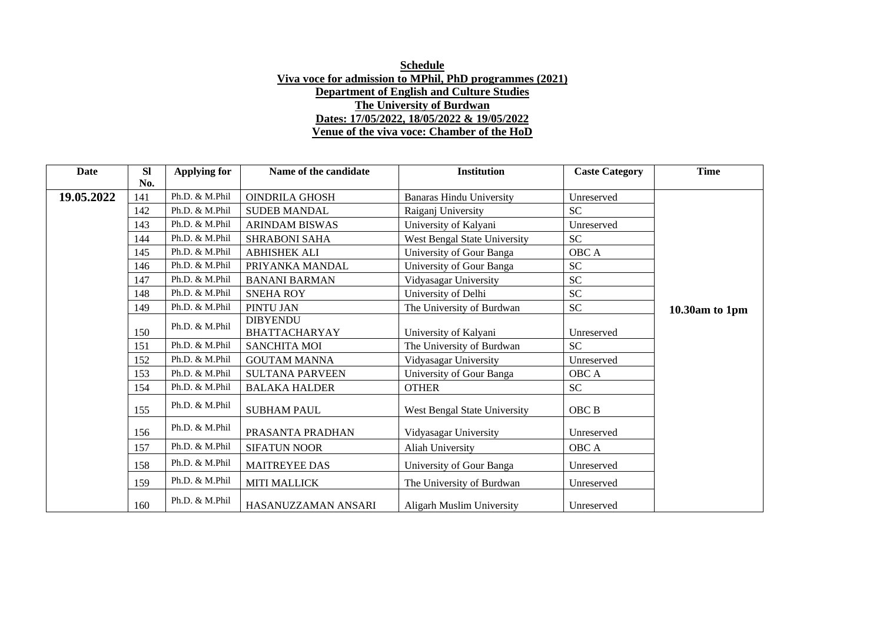**Schedule**

**Viva voce for admission to MPhil, PhD programmes (2021)**

**Department of English and Culture Studies**

**The University of Burdwan**

**Dates: 17/05/2022, 18/05/2022 & 19/05/2022**

**Venue of the viva voce: Chamber of the HoD**

| Date | Sl No. | Applying for | Name of the candidate | Institution | Caste Category | Time |
|---|---|---|---|---|---|---|
| **19.05.2022** | 141 | Ph.D. & M.Phil | OINDRILA GHOSH | Banaras Hindu University | Unreserved | **10.30am to 1pm** |
| | 142 | Ph.D. & M.Phil | SUDEB MANDAL | Raiganj University | SC | |
| | 143 | Ph.D. & M.Phil | ARINDAM BISWAS | University of Kalyani | Unreserved | |
| | 144 | Ph.D. & M.Phil | SHRABONI SAHA | West Bengal State University | SC | |
| | 145 | Ph.D. & M.Phil | ABHISHEK ALI | University of Gour Banga | OBC A | |
| | 146 | Ph.D. & M.Phil | PRIYANKA MANDAL | University of Gour Banga | SC | |
| | 147 | Ph.D. & M.Phil | BANANI BARMAN | Vidyasagar University | SC | |
| | 148 | Ph.D. & M.Phil | SNEHA ROY | University of Delhi | SC | |
| | 149 | Ph.D. & M.Phil | PINTU JAN | The University of Burdwan | SC | |
| | 150 | Ph.D. & M.Phil | DIBYENDU BHATTACHARYAY | University of Kalyani | Unreserved | |
| | 151 | Ph.D. & M.Phil | SANCHITA MOI | The University of Burdwan | SC | |
| | 152 | Ph.D. & M.Phil | GOUTAM MANNA | Vidyasagar University | Unreserved | |
| | 153 | Ph.D. & M.Phil | SULTANA PARVEEN | University of Gour Banga | OBC A | |
| | 154 | Ph.D. & M.Phil | BALAKA HALDER | OTHER | SC | |
| | 155 | Ph.D. & M.Phil | SUBHAM PAUL | West Bengal State University | OBC B | |
| | 156 | Ph.D. & M.Phil | PRASANTA PRADHAN | Vidyasagar University | Unreserved | |
| | 157 | Ph.D. & M.Phil | SIFATUN NOOR | Aliah University | OBC A | |
| | 158 | Ph.D. & M.Phil | MAITREYEE DAS | University of Gour Banga | Unreserved | |
| | 159 | Ph.D. & M.Phil | MITI MALLICK | The University of Burdwan | Unreserved | |
| | 160 | Ph.D. & M.Phil | HASANUZZAMAN ANSARI | Aligarh Muslim University | Unreserved | |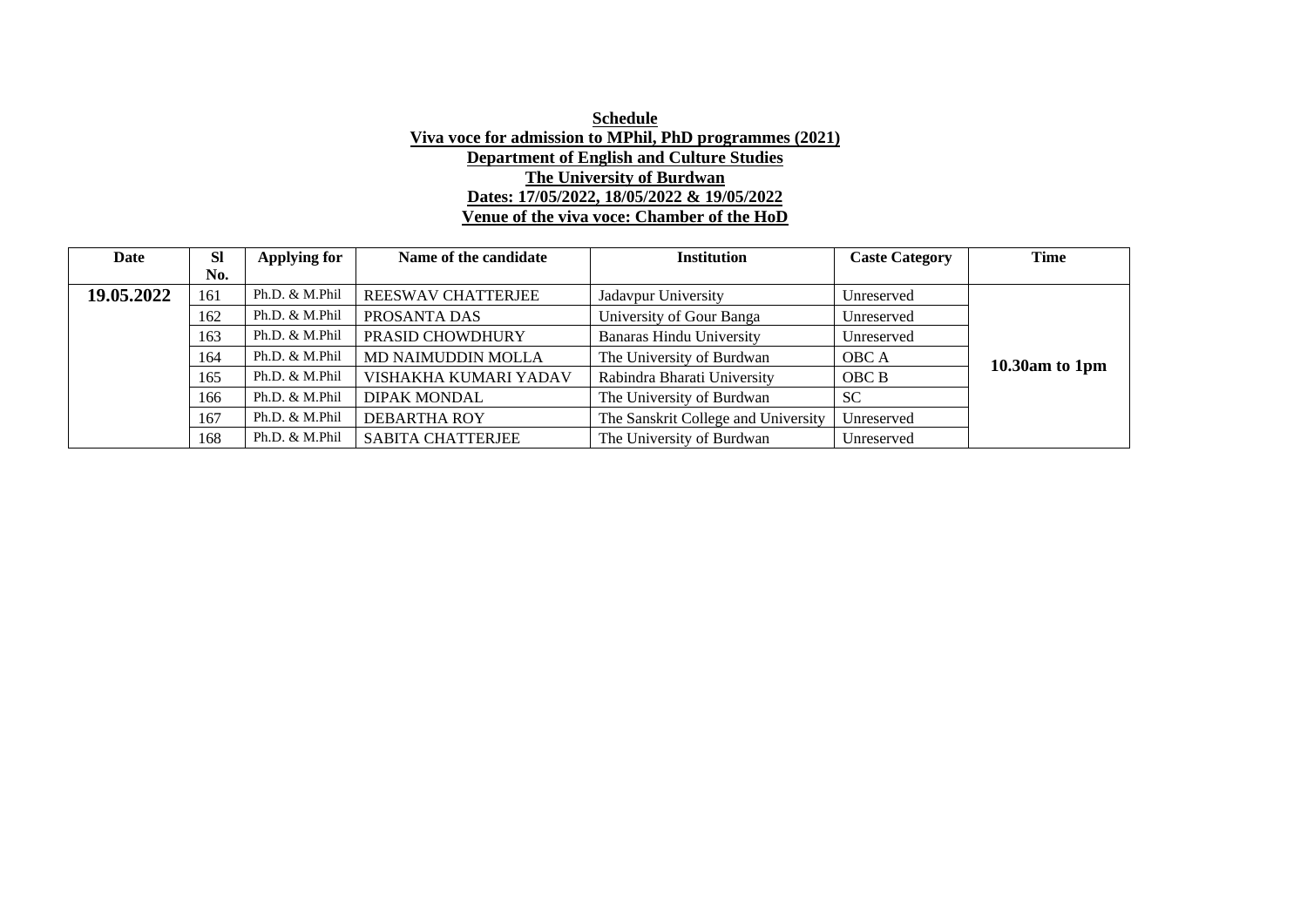**Schedule**

**Viva voce for admission to MPhil, PhD programmes (2021)**

**Department of English and Culture Studies**

**The University of Burdwan**

**Dates: 17/05/2022, 18/05/2022 & 19/05/2022**

**Venue of the viva voce: Chamber of the HoD**

| Date | Sl No. | Applying for | Name of the candidate | Institution | Caste Category | Time |
|---|---|---|---|---|---|---|
| **19.05.2022** | 161 | Ph.D. & M.Phil | REESWAV CHATTERJEE | Jadavpur University | Unreserved | **10.30am to 1pm** |
| | 162 | Ph.D. & M.Phil | PROSANTA DAS | University of Gour Banga | Unreserved | |
| | 163 | Ph.D. & M.Phil | PRASID CHOWDHURY | Banaras Hindu University | Unreserved | |
| | 164 | Ph.D. & M.Phil | MD NAIMUDDIN MOLLA | The University of Burdwan | OBC A | |
| | 165 | Ph.D. & M.Phil | VISHAKHA KUMARI YADAV | Rabindra Bharati University | OBC B | |
| | 166 | Ph.D. & M.Phil | DIPAK MONDAL | The University of Burdwan | SC | |
| | 167 | Ph.D. & M.Phil | DEBARTHA ROY | The Sanskrit College and University | Unreserved | |
| | 168 | Ph.D. & M.Phil | SABITA CHATTERJEE | The University of Burdwan | Unreserved | |